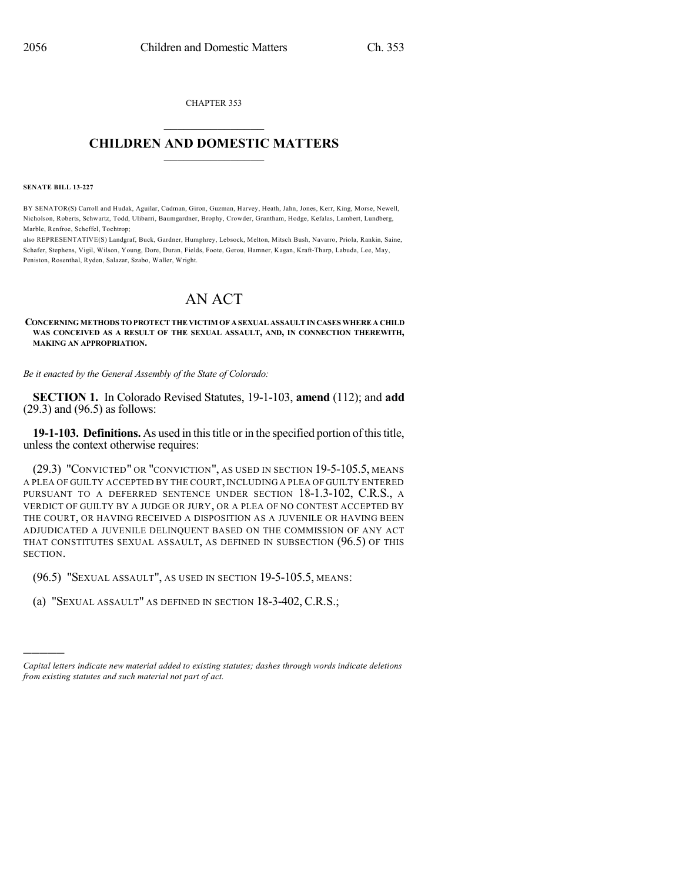CHAPTER 353

# CHILDREN AND DOMESTIC MATTERS

**SENATE BILL 13-227**

BY SENATOR(S) Carroll and Hudak, Aguilar, Cadman, Giron, Guzman, Harvey, Heath, Jahn, Jones, Kerr, King, Morse, Newell, Nicholson, Roberts, Schwartz, Todd, Ulibarri, Baumgardner, Brophy, Crowder, Grantham, Hodge, Kefalas, Lambert, Lundberg, Marble, Renfroe, Scheffel, Tochtrop;
also REPRESENTATIVE(S) Landgraf, Buck, Gardner, Humphrey, Lebsock, Melton, Mitsch Bush, Navarro, Priola, Rankin, Saine, Schafer, Stephens, Vigil, Wilson, Young, Dore, Duran, Fields, Foote, Gerou, Hamner, Kagan, Kraft-Tharp, Labuda, Lee, May, Peniston, Rosenthal, Ryden, Salazar, Szabo, Waller, Wright.

# AN ACT

**CONCERNING METHODS TO PROTECT THE VICTIM OF A SEXUAL ASSAULT IN CASES WHERE A CHILD WAS CONCEIVED AS A RESULT OF THE SEXUAL ASSAULT, AND, IN CONNECTION THEREWITH, MAKING AN APPROPRIATION.**

*Be it enacted by the General Assembly of the State of Colorado:*

**SECTION 1.** In Colorado Revised Statutes, 19-1-103, **amend** (112); and **add** (29.3) and (96.5) as follows:

**19-1-103. Definitions.** As used in this title or in the specified portion of this title, unless the context otherwise requires:

(29.3) "CONVICTED" OR "CONVICTION", AS USED IN SECTION 19-5-105.5, MEANS A PLEA OF GUILTY ACCEPTED BY THE COURT, INCLUDING A PLEA OF GUILTY ENTERED PURSUANT TO A DEFERRED SENTENCE UNDER SECTION 18-1.3-102, C.R.S., A VERDICT OF GUILTY BY A JUDGE OR JURY, OR A PLEA OF NO CONTEST ACCEPTED BY THE COURT, OR HAVING RECEIVED A DISPOSITION AS A JUVENILE OR HAVING BEEN ADJUDICATED A JUVENILE DELINQUENT BASED ON THE COMMISSION OF ANY ACT THAT CONSTITUTES SEXUAL ASSAULT, AS DEFINED IN SUBSECTION (96.5) OF THIS SECTION.

(96.5) "SEXUAL ASSAULT", AS USED IN SECTION 19-5-105.5, MEANS:

(a) "SEXUAL ASSAULT" AS DEFINED IN SECTION 18-3-402, C.R.S.;

*Capital letters indicate new material added to existing statutes; dashes through words indicate deletions from existing statutes and such material not part of act.*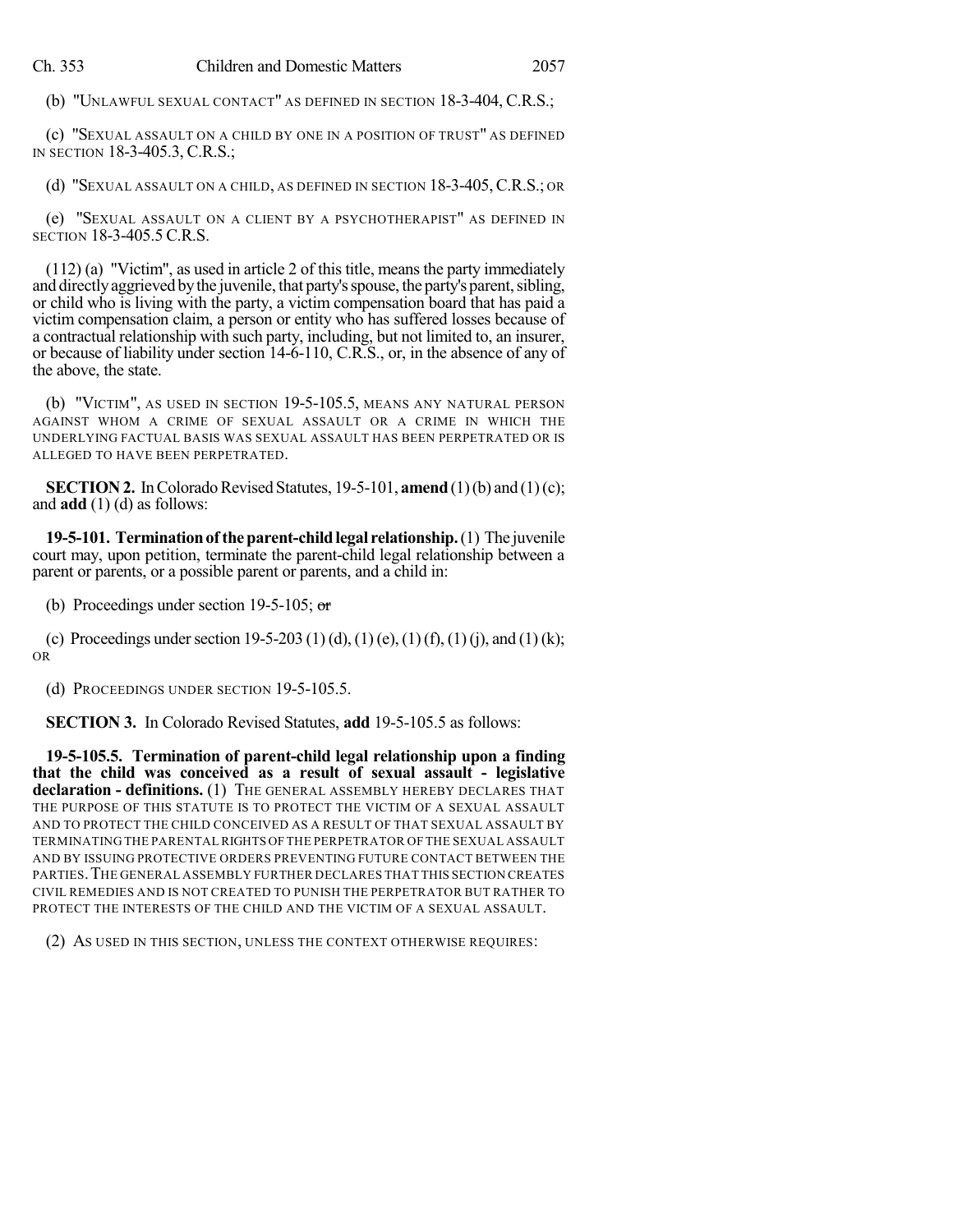(b) "UNLAWFUL SEXUAL CONTACT" AS DEFINED IN SECTION 18-3-404, C.R.S.;

(c) "SEXUAL ASSAULT ON A CHILD BY ONE IN A POSITION OF TRUST" AS DEFINED IN SECTION 18-3-405.3, C.R.S.;

(d) "SEXUAL ASSAULT ON A CHILD, AS DEFINED IN SECTION 18-3-405, C.R.S.; OR

(e) "SEXUAL ASSAULT ON A CLIENT BY A PSYCHOTHERAPIST" AS DEFINED IN SECTION 18-3-405.5 C.R.S.

(112) (a) "Victim", as used in article 2 of this title, means the party immediately and directly aggrieved by the juvenile, that party's spouse, the party's parent, sibling, or child who is living with the party, a victim compensation board that has paid a victim compensation claim, a person or entity who has suffered losses because of a contractual relationship with such party, including, but not limited to, an insurer, or because of liability under section 14-6-110, C.R.S., or, in the absence of any of the above, the state.

(b) "VICTIM", AS USED IN SECTION 19-5-105.5, MEANS ANY NATURAL PERSON AGAINST WHOM A CRIME OF SEXUAL ASSAULT OR A CRIME IN WHICH THE UNDERLYING FACTUAL BASIS WAS SEXUAL ASSAULT HAS BEEN PERPETRATED OR IS ALLEGED TO HAVE BEEN PERPETRATED.

**SECTION 2.** In Colorado Revised Statutes, 19-5-101, **amend** (1) (b) and (1) (c); and **add** (1) (d) as follows:

**19-5-101. Termination of the parent-child legal relationship.** (1) The juvenile court may, upon petition, terminate the parent-child legal relationship between a parent or parents, or a possible parent or parents, and a child in:

(b) Proceedings under section 19-5-105; ~~or~~

(c) Proceedings under section 19-5-203 (1) (d), (1) (e), (1) (f), (1) (j), and (1) (k); OR

(d) PROCEEDINGS UNDER SECTION 19-5-105.5.

**SECTION 3.** In Colorado Revised Statutes, **add** 19-5-105.5 as follows:

**19-5-105.5. Termination of parent-child legal relationship upon a finding that the child was conceived as a result of sexual assault - legislative declaration - definitions.** (1) THE GENERAL ASSEMBLY HEREBY DECLARES THAT THE PURPOSE OF THIS STATUTE IS TO PROTECT THE VICTIM OF A SEXUAL ASSAULT AND TO PROTECT THE CHILD CONCEIVED AS A RESULT OF THAT SEXUAL ASSAULT BY TERMINATING THE PARENTAL RIGHTS OF THE PERPETRATOR OF THE SEXUAL ASSAULT AND BY ISSUING PROTECTIVE ORDERS PREVENTING FUTURE CONTACT BETWEEN THE PARTIES. THE GENERAL ASSEMBLY FURTHER DECLARES THAT THIS SECTION CREATES CIVIL REMEDIES AND IS NOT CREATED TO PUNISH THE PERPETRATOR BUT RATHER TO PROTECT THE INTERESTS OF THE CHILD AND THE VICTIM OF A SEXUAL ASSAULT.

(2) AS USED IN THIS SECTION, UNLESS THE CONTEXT OTHERWISE REQUIRES: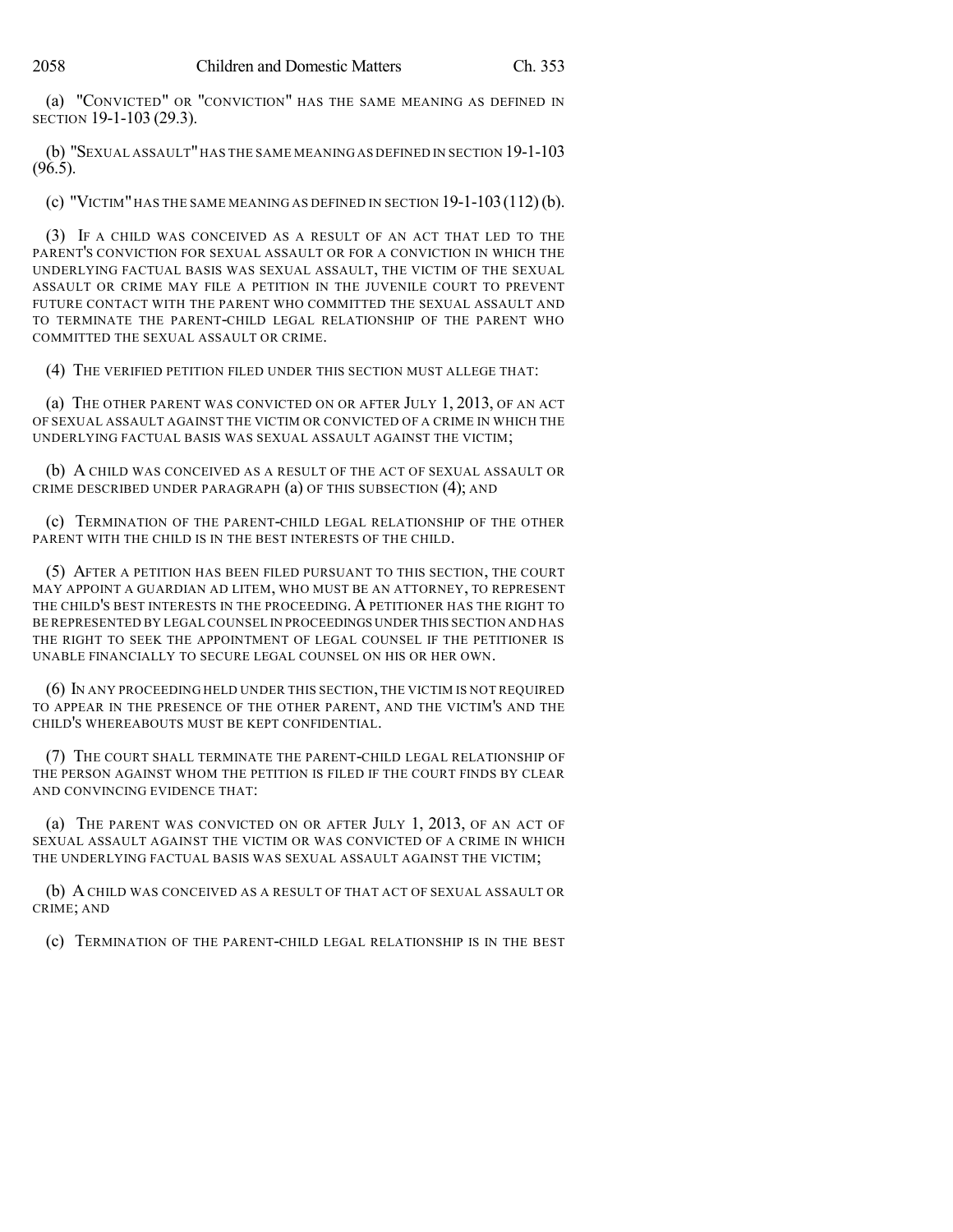(a) "CONVICTED" OR "CONVICTION" HAS THE SAME MEANING AS DEFINED IN SECTION 19-1-103 (29.3).

(b) "SEXUAL ASSAULT" HAS THE SAME MEANING AS DEFINED IN SECTION 19-1-103 (96.5).

(c) "VICTIM" HAS THE SAME MEANING AS DEFINED IN SECTION 19-1-103 (112) (b).

(3) IF A CHILD WAS CONCEIVED AS A RESULT OF AN ACT THAT LED TO THE PARENT'S CONVICTION FOR SEXUAL ASSAULT OR FOR A CONVICTION IN WHICH THE UNDERLYING FACTUAL BASIS WAS SEXUAL ASSAULT, THE VICTIM OF THE SEXUAL ASSAULT OR CRIME MAY FILE A PETITION IN THE JUVENILE COURT TO PREVENT FUTURE CONTACT WITH THE PARENT WHO COMMITTED THE SEXUAL ASSAULT AND TO TERMINATE THE PARENT-CHILD LEGAL RELATIONSHIP OF THE PARENT WHO COMMITTED THE SEXUAL ASSAULT OR CRIME.

(4) THE VERIFIED PETITION FILED UNDER THIS SECTION MUST ALLEGE THAT:

(a) THE OTHER PARENT WAS CONVICTED ON OR AFTER JULY 1, 2013, OF AN ACT OF SEXUAL ASSAULT AGAINST THE VICTIM OR CONVICTED OF A CRIME IN WHICH THE UNDERLYING FACTUAL BASIS WAS SEXUAL ASSAULT AGAINST THE VICTIM;

(b) A CHILD WAS CONCEIVED AS A RESULT OF THE ACT OF SEXUAL ASSAULT OR CRIME DESCRIBED UNDER PARAGRAPH (a) OF THIS SUBSECTION (4); AND

(c) TERMINATION OF THE PARENT-CHILD LEGAL RELATIONSHIP OF THE OTHER PARENT WITH THE CHILD IS IN THE BEST INTERESTS OF THE CHILD.

(5) AFTER A PETITION HAS BEEN FILED PURSUANT TO THIS SECTION, THE COURT MAY APPOINT A GUARDIAN AD LITEM, WHO MUST BE AN ATTORNEY, TO REPRESENT THE CHILD'S BEST INTERESTS IN THE PROCEEDING. A PETITIONER HAS THE RIGHT TO BE REPRESENTED BY LEGAL COUNSEL IN PROCEEDINGS UNDER THIS SECTION AND HAS THE RIGHT TO SEEK THE APPOINTMENT OF LEGAL COUNSEL IF THE PETITIONER IS UNABLE FINANCIALLY TO SECURE LEGAL COUNSEL ON HIS OR HER OWN.

(6) IN ANY PROCEEDING HELD UNDER THIS SECTION, THE VICTIM IS NOT REQUIRED TO APPEAR IN THE PRESENCE OF THE OTHER PARENT, AND THE VICTIM'S AND THE CHILD'S WHEREABOUTS MUST BE KEPT CONFIDENTIAL.

(7) THE COURT SHALL TERMINATE THE PARENT-CHILD LEGAL RELATIONSHIP OF THE PERSON AGAINST WHOM THE PETITION IS FILED IF THE COURT FINDS BY CLEAR AND CONVINCING EVIDENCE THAT:

(a) THE PARENT WAS CONVICTED ON OR AFTER JULY 1, 2013, OF AN ACT OF SEXUAL ASSAULT AGAINST THE VICTIM OR WAS CONVICTED OF A CRIME IN WHICH THE UNDERLYING FACTUAL BASIS WAS SEXUAL ASSAULT AGAINST THE VICTIM;

(b) A CHILD WAS CONCEIVED AS A RESULT OF THAT ACT OF SEXUAL ASSAULT OR CRIME; AND

(c) TERMINATION OF THE PARENT-CHILD LEGAL RELATIONSHIP IS IN THE BEST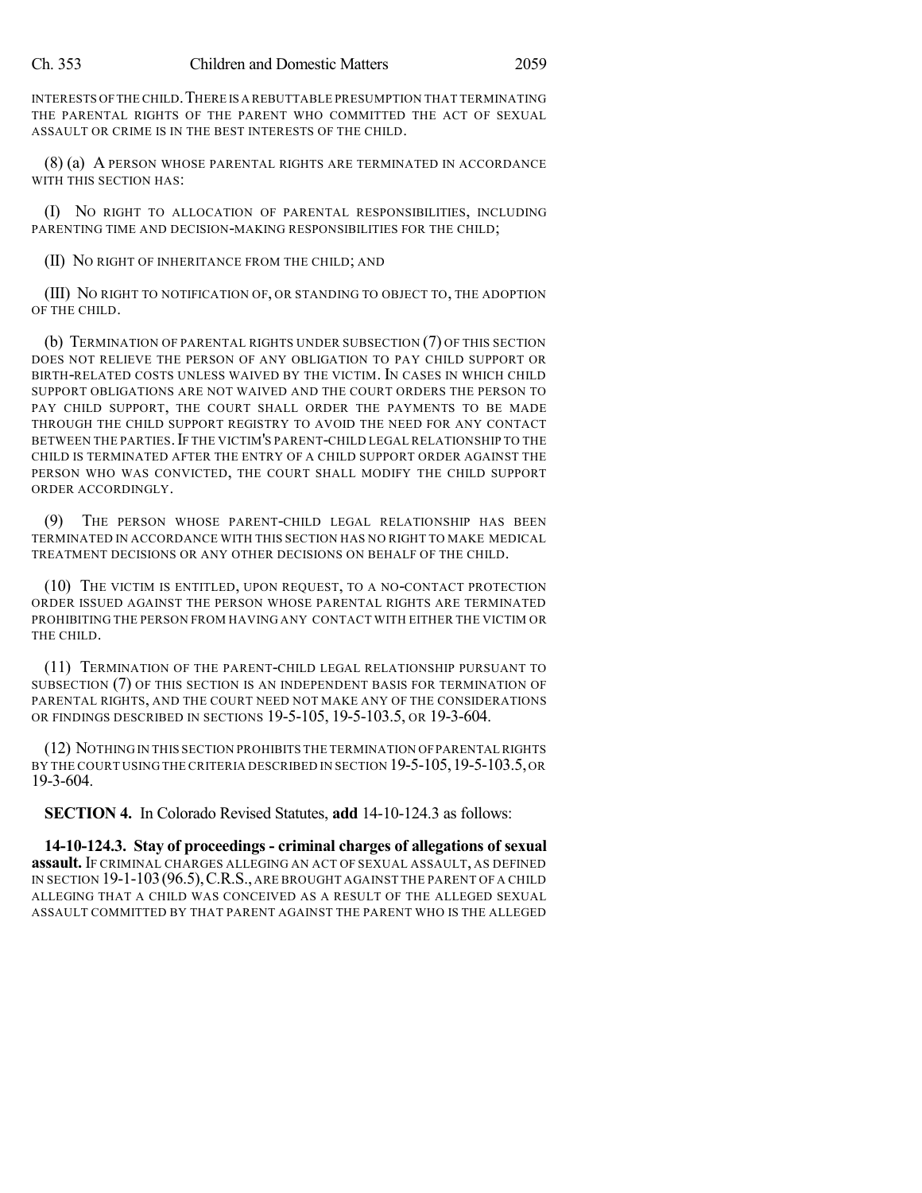INTERESTS OF THE CHILD. THERE IS A REBUTTABLE PRESUMPTION THAT TERMINATING THE PARENTAL RIGHTS OF THE PARENT WHO COMMITTED THE ACT OF SEXUAL ASSAULT OR CRIME IS IN THE BEST INTERESTS OF THE CHILD.

(8) (a) A PERSON WHOSE PARENTAL RIGHTS ARE TERMINATED IN ACCORDANCE WITH THIS SECTION HAS:

(I) NO RIGHT TO ALLOCATION OF PARENTAL RESPONSIBILITIES, INCLUDING PARENTING TIME AND DECISION-MAKING RESPONSIBILITIES FOR THE CHILD;

(II) NO RIGHT OF INHERITANCE FROM THE CHILD; AND

(III) NO RIGHT TO NOTIFICATION OF, OR STANDING TO OBJECT TO, THE ADOPTION OF THE CHILD.

(b) TERMINATION OF PARENTAL RIGHTS UNDER SUBSECTION (7) OF THIS SECTION DOES NOT RELIEVE THE PERSON OF ANY OBLIGATION TO PAY CHILD SUPPORT OR BIRTH-RELATED COSTS UNLESS WAIVED BY THE VICTIM. IN CASES IN WHICH CHILD SUPPORT OBLIGATIONS ARE NOT WAIVED AND THE COURT ORDERS THE PERSON TO PAY CHILD SUPPORT, THE COURT SHALL ORDER THE PAYMENTS TO BE MADE THROUGH THE CHILD SUPPORT REGISTRY TO AVOID THE NEED FOR ANY CONTACT BETWEEN THE PARTIES. IF THE VICTIM'S PARENT-CHILD LEGAL RELATIONSHIP TO THE CHILD IS TERMINATED AFTER THE ENTRY OF A CHILD SUPPORT ORDER AGAINST THE PERSON WHO WAS CONVICTED, THE COURT SHALL MODIFY THE CHILD SUPPORT ORDER ACCORDINGLY.

(9) THE PERSON WHOSE PARENT-CHILD LEGAL RELATIONSHIP HAS BEEN TERMINATED IN ACCORDANCE WITH THIS SECTION HAS NO RIGHT TO MAKE MEDICAL TREATMENT DECISIONS OR ANY OTHER DECISIONS ON BEHALF OF THE CHILD.

(10) THE VICTIM IS ENTITLED, UPON REQUEST, TO A NO-CONTACT PROTECTION ORDER ISSUED AGAINST THE PERSON WHOSE PARENTAL RIGHTS ARE TERMINATED PROHIBITING THE PERSON FROM HAVING ANY CONTACT WITH EITHER THE VICTIM OR THE CHILD.

(11) TERMINATION OF THE PARENT-CHILD LEGAL RELATIONSHIP PURSUANT TO SUBSECTION (7) OF THIS SECTION IS AN INDEPENDENT BASIS FOR TERMINATION OF PARENTAL RIGHTS, AND THE COURT NEED NOT MAKE ANY OF THE CONSIDERATIONS OR FINDINGS DESCRIBED IN SECTIONS 19-5-105, 19-5-103.5, OR 19-3-604.

(12) NOTHING IN THIS SECTION PROHIBITS THE TERMINATION OF PARENTAL RIGHTS BY THE COURT USING THE CRITERIA DESCRIBED IN SECTION 19-5-105, 19-5-103.5, OR 19-3-604.

**SECTION 4.** In Colorado Revised Statutes, **add** 14-10-124.3 as follows:

**14-10-124.3. Stay of proceedings - criminal charges of allegations of sexual assault.** IF CRIMINAL CHARGES ALLEGING AN ACT OF SEXUAL ASSAULT, AS DEFINED IN SECTION 19-1-103 (96.5), C.R.S., ARE BROUGHT AGAINST THE PARENT OF A CHILD ALLEGING THAT A CHILD WAS CONCEIVED AS A RESULT OF THE ALLEGED SEXUAL ASSAULT COMMITTED BY THAT PARENT AGAINST THE PARENT WHO IS THE ALLEGED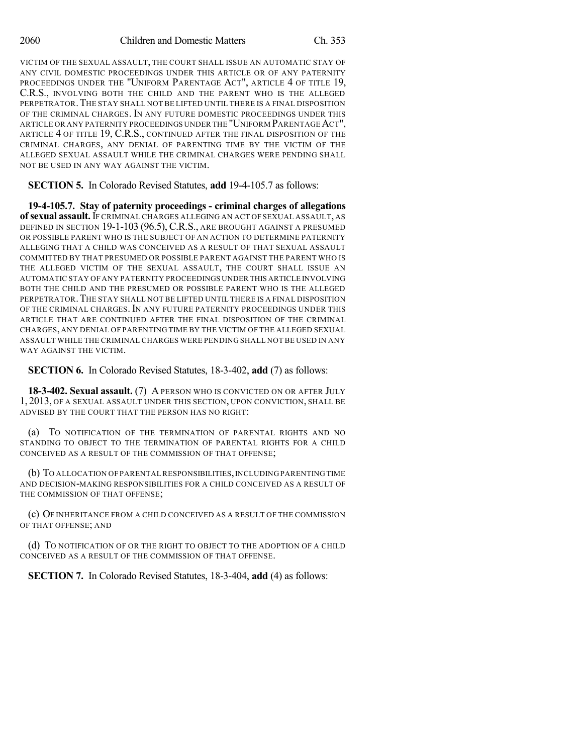VICTIM OF THE SEXUAL ASSAULT, THE COURT SHALL ISSUE AN AUTOMATIC STAY OF ANY CIVIL DOMESTIC PROCEEDINGS UNDER THIS ARTICLE OR OF ANY PATERNITY PROCEEDINGS UNDER THE "UNIFORM PARENTAGE ACT", ARTICLE 4 OF TITLE 19, C.R.S., INVOLVING BOTH THE CHILD AND THE PARENT WHO IS THE ALLEGED PERPETRATOR. THE STAY SHALL NOT BE LIFTED UNTIL THERE IS A FINAL DISPOSITION OF THE CRIMINAL CHARGES. IN ANY FUTURE DOMESTIC PROCEEDINGS UNDER THIS ARTICLE OR ANY PATERNITY PROCEEDINGS UNDER THE "UNIFORM PARENTAGE ACT", ARTICLE 4 OF TITLE 19, C.R.S., CONTINUED AFTER THE FINAL DISPOSITION OF THE CRIMINAL CHARGES, ANY DENIAL OF PARENTING TIME BY THE VICTIM OF THE ALLEGED SEXUAL ASSAULT WHILE THE CRIMINAL CHARGES WERE PENDING SHALL NOT BE USED IN ANY WAY AGAINST THE VICTIM.

**SECTION 5.** In Colorado Revised Statutes, **add** 19-4-105.7 as follows:

**19-4-105.7. Stay of paternity proceedings - criminal charges of allegations of sexual assault.** IF CRIMINAL CHARGES ALLEGING AN ACT OF SEXUAL ASSAULT, AS DEFINED IN SECTION 19-1-103 (96.5), C.R.S., ARE BROUGHT AGAINST A PRESUMED OR POSSIBLE PARENT WHO IS THE SUBJECT OF AN ACTION TO DETERMINE PATERNITY ALLEGING THAT A CHILD WAS CONCEIVED AS A RESULT OF THAT SEXUAL ASSAULT COMMITTED BY THAT PRESUMED OR POSSIBLE PARENT AGAINST THE PARENT WHO IS THE ALLEGED VICTIM OF THE SEXUAL ASSAULT, THE COURT SHALL ISSUE AN AUTOMATIC STAY OF ANY PATERNITY PROCEEDINGS UNDER THIS ARTICLE INVOLVING BOTH THE CHILD AND THE PRESUMED OR POSSIBLE PARENT WHO IS THE ALLEGED PERPETRATOR. THE STAY SHALL NOT BE LIFTED UNTIL THERE IS A FINAL DISPOSITION OF THE CRIMINAL CHARGES. IN ANY FUTURE PATERNITY PROCEEDINGS UNDER THIS ARTICLE THAT ARE CONTINUED AFTER THE FINAL DISPOSITION OF THE CRIMINAL CHARGES, ANY DENIAL OF PARENTING TIME BY THE VICTIM OF THE ALLEGED SEXUAL ASSAULT WHILE THE CRIMINAL CHARGES WERE PENDING SHALL NOT BE USED IN ANY WAY AGAINST THE VICTIM.

**SECTION 6.** In Colorado Revised Statutes, 18-3-402, **add** (7) as follows:

**18-3-402. Sexual assault.** (7) A PERSON WHO IS CONVICTED ON OR AFTER JULY 1, 2013, OF A SEXUAL ASSAULT UNDER THIS SECTION, UPON CONVICTION, SHALL BE ADVISED BY THE COURT THAT THE PERSON HAS NO RIGHT:

(a) TO NOTIFICATION OF THE TERMINATION OF PARENTAL RIGHTS AND NO STANDING TO OBJECT TO THE TERMINATION OF PARENTAL RIGHTS FOR A CHILD CONCEIVED AS A RESULT OF THE COMMISSION OF THAT OFFENSE;

(b) TO ALLOCATION OF PARENTAL RESPONSIBILITIES, INCLUDING PARENTING TIME AND DECISION-MAKING RESPONSIBILITIES FOR A CHILD CONCEIVED AS A RESULT OF THE COMMISSION OF THAT OFFENSE;

(c) OF INHERITANCE FROM A CHILD CONCEIVED AS A RESULT OF THE COMMISSION OF THAT OFFENSE; AND

(d) TO NOTIFICATION OF OR THE RIGHT TO OBJECT TO THE ADOPTION OF A CHILD CONCEIVED AS A RESULT OF THE COMMISSION OF THAT OFFENSE.

**SECTION 7.** In Colorado Revised Statutes, 18-3-404, **add** (4) as follows: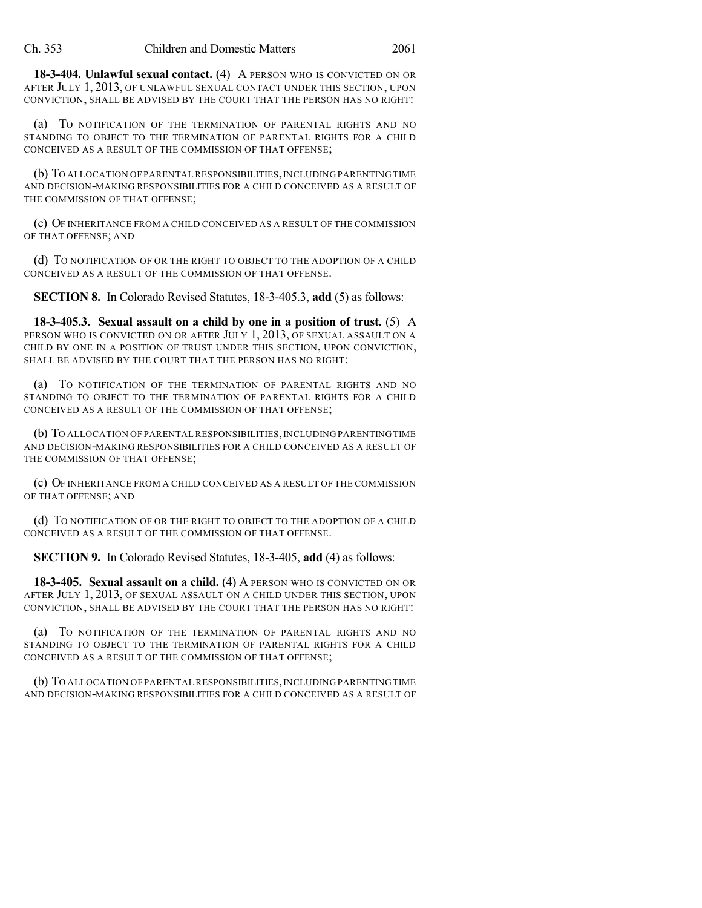**18-3-404. Unlawful sexual contact.** (4) A PERSON WHO IS CONVICTED ON OR AFTER JULY 1, 2013, OF UNLAWFUL SEXUAL CONTACT UNDER THIS SECTION, UPON CONVICTION, SHALL BE ADVISED BY THE COURT THAT THE PERSON HAS NO RIGHT:

(a) TO NOTIFICATION OF THE TERMINATION OF PARENTAL RIGHTS AND NO STANDING TO OBJECT TO THE TERMINATION OF PARENTAL RIGHTS FOR A CHILD CONCEIVED AS A RESULT OF THE COMMISSION OF THAT OFFENSE;

(b) TO ALLOCATION OF PARENTAL RESPONSIBILITIES, INCLUDING PARENTING TIME AND DECISION-MAKING RESPONSIBILITIES FOR A CHILD CONCEIVED AS A RESULT OF THE COMMISSION OF THAT OFFENSE;

(c) OF INHERITANCE FROM A CHILD CONCEIVED AS A RESULT OF THE COMMISSION OF THAT OFFENSE; AND

(d) TO NOTIFICATION OF OR THE RIGHT TO OBJECT TO THE ADOPTION OF A CHILD CONCEIVED AS A RESULT OF THE COMMISSION OF THAT OFFENSE.

**SECTION 8.** In Colorado Revised Statutes, 18-3-405.3, **add** (5) as follows:

**18-3-405.3. Sexual assault on a child by one in a position of trust.** (5) A PERSON WHO IS CONVICTED ON OR AFTER JULY 1, 2013, OF SEXUAL ASSAULT ON A CHILD BY ONE IN A POSITION OF TRUST UNDER THIS SECTION, UPON CONVICTION, SHALL BE ADVISED BY THE COURT THAT THE PERSON HAS NO RIGHT:

(a) TO NOTIFICATION OF THE TERMINATION OF PARENTAL RIGHTS AND NO STANDING TO OBJECT TO THE TERMINATION OF PARENTAL RIGHTS FOR A CHILD CONCEIVED AS A RESULT OF THE COMMISSION OF THAT OFFENSE;

(b) TO ALLOCATION OF PARENTAL RESPONSIBILITIES, INCLUDING PARENTING TIME AND DECISION-MAKING RESPONSIBILITIES FOR A CHILD CONCEIVED AS A RESULT OF THE COMMISSION OF THAT OFFENSE;

(c) OF INHERITANCE FROM A CHILD CONCEIVED AS A RESULT OF THE COMMISSION OF THAT OFFENSE; AND

(d) TO NOTIFICATION OF OR THE RIGHT TO OBJECT TO THE ADOPTION OF A CHILD CONCEIVED AS A RESULT OF THE COMMISSION OF THAT OFFENSE.

**SECTION 9.** In Colorado Revised Statutes, 18-3-405, **add** (4) as follows:

**18-3-405. Sexual assault on a child.** (4) A PERSON WHO IS CONVICTED ON OR AFTER JULY 1, 2013, OF SEXUAL ASSAULT ON A CHILD UNDER THIS SECTION, UPON CONVICTION, SHALL BE ADVISED BY THE COURT THAT THE PERSON HAS NO RIGHT:

(a) TO NOTIFICATION OF THE TERMINATION OF PARENTAL RIGHTS AND NO STANDING TO OBJECT TO THE TERMINATION OF PARENTAL RIGHTS FOR A CHILD CONCEIVED AS A RESULT OF THE COMMISSION OF THAT OFFENSE;

(b) TO ALLOCATION OF PARENTAL RESPONSIBILITIES, INCLUDING PARENTING TIME AND DECISION-MAKING RESPONSIBILITIES FOR A CHILD CONCEIVED AS A RESULT OF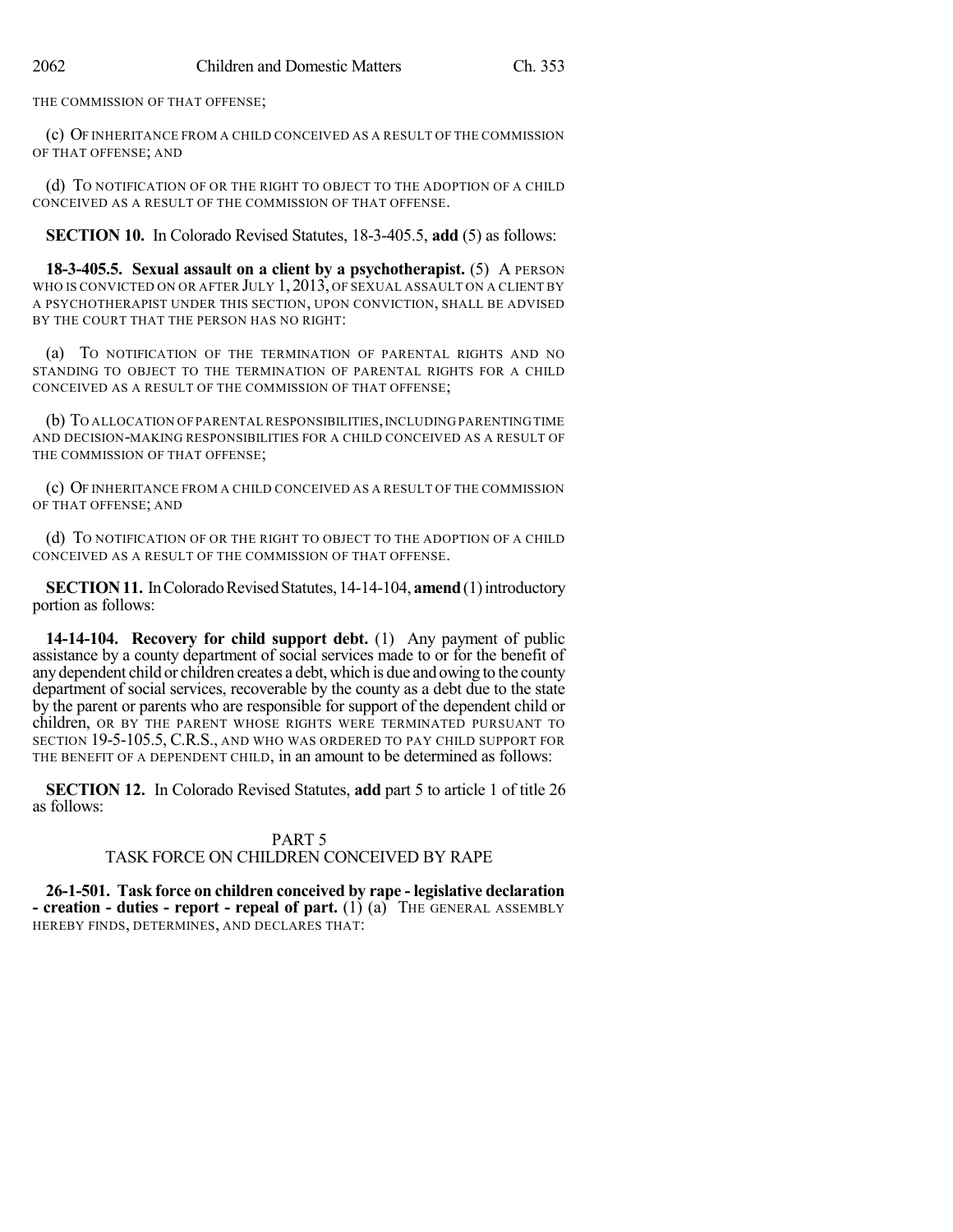THE COMMISSION OF THAT OFFENSE;

(c) OF INHERITANCE FROM A CHILD CONCEIVED AS A RESULT OF THE COMMISSION OF THAT OFFENSE; AND

(d) TO NOTIFICATION OF OR THE RIGHT TO OBJECT TO THE ADOPTION OF A CHILD CONCEIVED AS A RESULT OF THE COMMISSION OF THAT OFFENSE.

**SECTION 10.** In Colorado Revised Statutes, 18-3-405.5, **add** (5) as follows:

**18-3-405.5. Sexual assault on a client by a psychotherapist.** (5) A PERSON WHO IS CONVICTED ON OR AFTER JULY 1, 2013, OF SEXUAL ASSAULT ON A CLIENT BY A PSYCHOTHERAPIST UNDER THIS SECTION, UPON CONVICTION, SHALL BE ADVISED BY THE COURT THAT THE PERSON HAS NO RIGHT:

(a) TO NOTIFICATION OF THE TERMINATION OF PARENTAL RIGHTS AND NO STANDING TO OBJECT TO THE TERMINATION OF PARENTAL RIGHTS FOR A CHILD CONCEIVED AS A RESULT OF THE COMMISSION OF THAT OFFENSE;

(b) TO ALLOCATION OF PARENTAL RESPONSIBILITIES, INCLUDING PARENTING TIME AND DECISION-MAKING RESPONSIBILITIES FOR A CHILD CONCEIVED AS A RESULT OF THE COMMISSION OF THAT OFFENSE;

(c) OF INHERITANCE FROM A CHILD CONCEIVED AS A RESULT OF THE COMMISSION OF THAT OFFENSE; AND

(d) TO NOTIFICATION OF OR THE RIGHT TO OBJECT TO THE ADOPTION OF A CHILD CONCEIVED AS A RESULT OF THE COMMISSION OF THAT OFFENSE.

**SECTION 11.** In Colorado Revised Statutes, 14-14-104, **amend** (1) introductory portion as follows:

**14-14-104. Recovery for child support debt.** (1) Any payment of public assistance by a county department of social services made to or for the benefit of any dependent child or children creates a debt, which is due and owing to the county department of social services, recoverable by the county as a debt due to the state by the parent or parents who are responsible for support of the dependent child or children, OR BY THE PARENT WHOSE RIGHTS WERE TERMINATED PURSUANT TO SECTION 19-5-105.5, C.R.S., AND WHO WAS ORDERED TO PAY CHILD SUPPORT FOR THE BENEFIT OF A DEPENDENT CHILD, in an amount to be determined as follows:

**SECTION 12.** In Colorado Revised Statutes, **add** part 5 to article 1 of title 26 as follows:

PART 5
TASK FORCE ON CHILDREN CONCEIVED BY RAPE

**26-1-501. Task force on children conceived by rape - legislative declaration - creation - duties - report - repeal of part.** (1) (a) THE GENERAL ASSEMBLY HEREBY FINDS, DETERMINES, AND DECLARES THAT: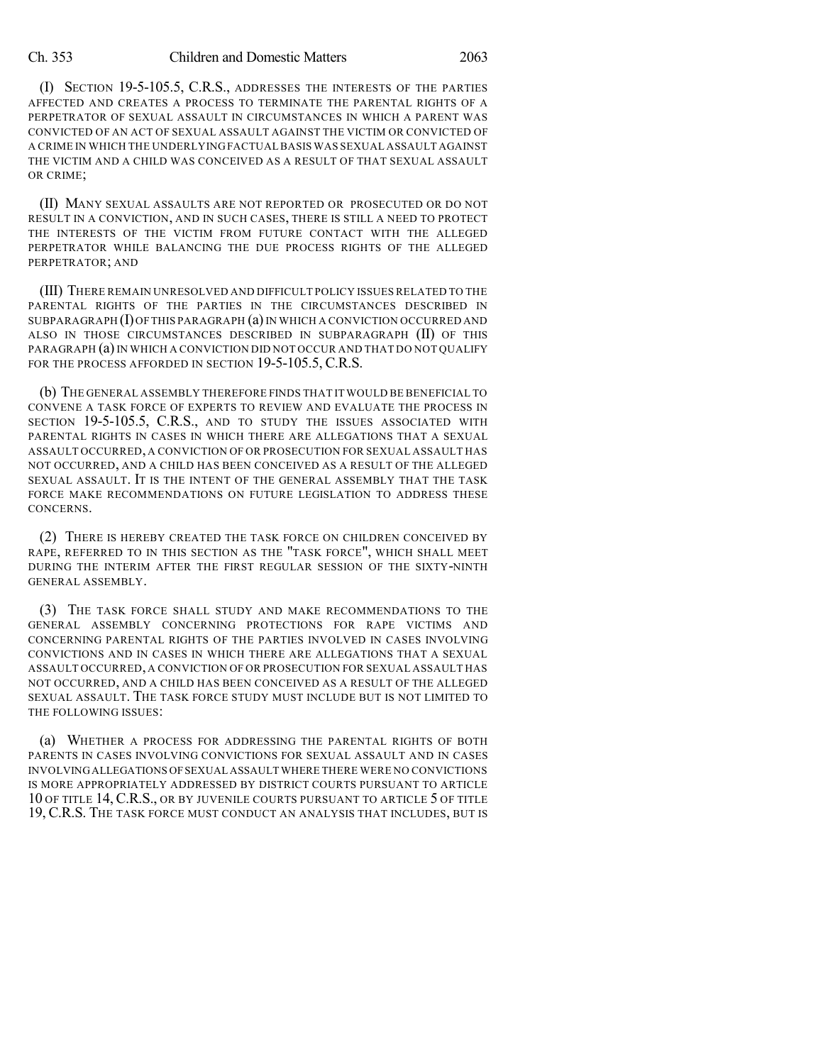(I) SECTION 19-5-105.5, C.R.S., ADDRESSES THE INTERESTS OF THE PARTIES AFFECTED AND CREATES A PROCESS TO TERMINATE THE PARENTAL RIGHTS OF A PERPETRATOR OF SEXUAL ASSAULT IN CIRCUMSTANCES IN WHICH A PARENT WAS CONVICTED OF AN ACT OF SEXUAL ASSAULT AGAINST THE VICTIM OR CONVICTED OF A CRIME IN WHICH THE UNDERLYING FACTUAL BASIS WAS SEXUAL ASSAULT AGAINST THE VICTIM AND A CHILD WAS CONCEIVED AS A RESULT OF THAT SEXUAL ASSAULT OR CRIME;

(II) MANY SEXUAL ASSAULTS ARE NOT REPORTED OR PROSECUTED OR DO NOT RESULT IN A CONVICTION, AND IN SUCH CASES, THERE IS STILL A NEED TO PROTECT THE INTERESTS OF THE VICTIM FROM FUTURE CONTACT WITH THE ALLEGED PERPETRATOR WHILE BALANCING THE DUE PROCESS RIGHTS OF THE ALLEGED PERPETRATOR; AND

(III) THERE REMAIN UNRESOLVED AND DIFFICULT POLICY ISSUES RELATED TO THE PARENTAL RIGHTS OF THE PARTIES IN THE CIRCUMSTANCES DESCRIBED IN SUBPARAGRAPH (I) OF THIS PARAGRAPH (a) IN WHICH A CONVICTION OCCURRED AND ALSO IN THOSE CIRCUMSTANCES DESCRIBED IN SUBPARAGRAPH (II) OF THIS PARAGRAPH (a) IN WHICH A CONVICTION DID NOT OCCUR AND THAT DO NOT QUALIFY FOR THE PROCESS AFFORDED IN SECTION 19-5-105.5, C.R.S.

(b) THE GENERAL ASSEMBLY THEREFORE FINDS THAT IT WOULD BE BENEFICIAL TO CONVENE A TASK FORCE OF EXPERTS TO REVIEW AND EVALUATE THE PROCESS IN SECTION 19-5-105.5, C.R.S., AND TO STUDY THE ISSUES ASSOCIATED WITH PARENTAL RIGHTS IN CASES IN WHICH THERE ARE ALLEGATIONS THAT A SEXUAL ASSAULT OCCURRED, A CONVICTION OF OR PROSECUTION FOR SEXUAL ASSAULT HAS NOT OCCURRED, AND A CHILD HAS BEEN CONCEIVED AS A RESULT OF THE ALLEGED SEXUAL ASSAULT. IT IS THE INTENT OF THE GENERAL ASSEMBLY THAT THE TASK FORCE MAKE RECOMMENDATIONS ON FUTURE LEGISLATION TO ADDRESS THESE CONCERNS.

(2) THERE IS HEREBY CREATED THE TASK FORCE ON CHILDREN CONCEIVED BY RAPE, REFERRED TO IN THIS SECTION AS THE "TASK FORCE", WHICH SHALL MEET DURING THE INTERIM AFTER THE FIRST REGULAR SESSION OF THE SIXTY-NINTH GENERAL ASSEMBLY.

(3) THE TASK FORCE SHALL STUDY AND MAKE RECOMMENDATIONS TO THE GENERAL ASSEMBLY CONCERNING PROTECTIONS FOR RAPE VICTIMS AND CONCERNING PARENTAL RIGHTS OF THE PARTIES INVOLVED IN CASES INVOLVING CONVICTIONS AND IN CASES IN WHICH THERE ARE ALLEGATIONS THAT A SEXUAL ASSAULT OCCURRED, A CONVICTION OF OR PROSECUTION FOR SEXUAL ASSAULT HAS NOT OCCURRED, AND A CHILD HAS BEEN CONCEIVED AS A RESULT OF THE ALLEGED SEXUAL ASSAULT. THE TASK FORCE STUDY MUST INCLUDE BUT IS NOT LIMITED TO THE FOLLOWING ISSUES:

(a) WHETHER A PROCESS FOR ADDRESSING THE PARENTAL RIGHTS OF BOTH PARENTS IN CASES INVOLVING CONVICTIONS FOR SEXUAL ASSAULT AND IN CASES INVOLVING ALLEGATIONS OF SEXUAL ASSAULT WHERE THERE WERE NO CONVICTIONS IS MORE APPROPRIATELY ADDRESSED BY DISTRICT COURTS PURSUANT TO ARTICLE 10 OF TITLE 14, C.R.S., OR BY JUVENILE COURTS PURSUANT TO ARTICLE 5 OF TITLE 19, C.R.S. THE TASK FORCE MUST CONDUCT AN ANALYSIS THAT INCLUDES, BUT IS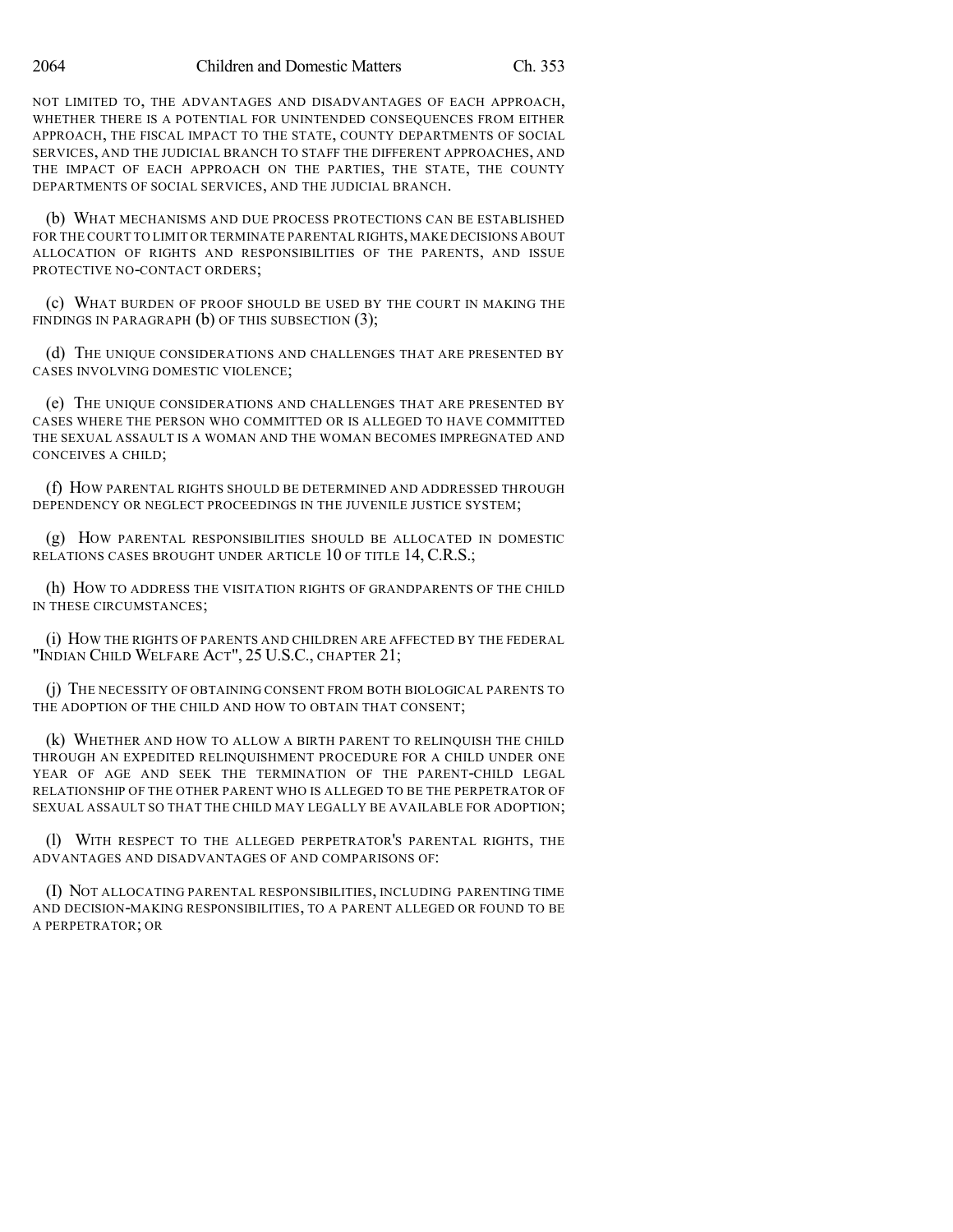NOT LIMITED TO, THE ADVANTAGES AND DISADVANTAGES OF EACH APPROACH, WHETHER THERE IS A POTENTIAL FOR UNINTENDED CONSEQUENCES FROM EITHER APPROACH, THE FISCAL IMPACT TO THE STATE, COUNTY DEPARTMENTS OF SOCIAL SERVICES, AND THE JUDICIAL BRANCH TO STAFF THE DIFFERENT APPROACHES, AND THE IMPACT OF EACH APPROACH ON THE PARTIES, THE STATE, THE COUNTY DEPARTMENTS OF SOCIAL SERVICES, AND THE JUDICIAL BRANCH.

(b) WHAT MECHANISMS AND DUE PROCESS PROTECTIONS CAN BE ESTABLISHED FOR THE COURT TO LIMIT OR TERMINATE PARENTAL RIGHTS, MAKE DECISIONS ABOUT ALLOCATION OF RIGHTS AND RESPONSIBILITIES OF THE PARENTS, AND ISSUE PROTECTIVE NO-CONTACT ORDERS;

(c) WHAT BURDEN OF PROOF SHOULD BE USED BY THE COURT IN MAKING THE FINDINGS IN PARAGRAPH (b) OF THIS SUBSECTION (3);

(d) THE UNIQUE CONSIDERATIONS AND CHALLENGES THAT ARE PRESENTED BY CASES INVOLVING DOMESTIC VIOLENCE;

(e) THE UNIQUE CONSIDERATIONS AND CHALLENGES THAT ARE PRESENTED BY CASES WHERE THE PERSON WHO COMMITTED OR IS ALLEGED TO HAVE COMMITTED THE SEXUAL ASSAULT IS A WOMAN AND THE WOMAN BECOMES IMPREGNATED AND CONCEIVES A CHILD;

(f) HOW PARENTAL RIGHTS SHOULD BE DETERMINED AND ADDRESSED THROUGH DEPENDENCY OR NEGLECT PROCEEDINGS IN THE JUVENILE JUSTICE SYSTEM;

(g) HOW PARENTAL RESPONSIBILITIES SHOULD BE ALLOCATED IN DOMESTIC RELATIONS CASES BROUGHT UNDER ARTICLE 10 OF TITLE 14, C.R.S.;

(h) HOW TO ADDRESS THE VISITATION RIGHTS OF GRANDPARENTS OF THE CHILD IN THESE CIRCUMSTANCES;

(i) HOW THE RIGHTS OF PARENTS AND CHILDREN ARE AFFECTED BY THE FEDERAL "INDIAN CHILD WELFARE ACT", 25 U.S.C., CHAPTER 21;

(j) THE NECESSITY OF OBTAINING CONSENT FROM BOTH BIOLOGICAL PARENTS TO THE ADOPTION OF THE CHILD AND HOW TO OBTAIN THAT CONSENT;

(k) WHETHER AND HOW TO ALLOW A BIRTH PARENT TO RELINQUISH THE CHILD THROUGH AN EXPEDITED RELINQUISHMENT PROCEDURE FOR A CHILD UNDER ONE YEAR OF AGE AND SEEK THE TERMINATION OF THE PARENT-CHILD LEGAL RELATIONSHIP OF THE OTHER PARENT WHO IS ALLEGED TO BE THE PERPETRATOR OF SEXUAL ASSAULT SO THAT THE CHILD MAY LEGALLY BE AVAILABLE FOR ADOPTION;

(l) WITH RESPECT TO THE ALLEGED PERPETRATOR'S PARENTAL RIGHTS, THE ADVANTAGES AND DISADVANTAGES OF AND COMPARISONS OF:

(I) NOT ALLOCATING PARENTAL RESPONSIBILITIES, INCLUDING PARENTING TIME AND DECISION-MAKING RESPONSIBILITIES, TO A PARENT ALLEGED OR FOUND TO BE A PERPETRATOR; OR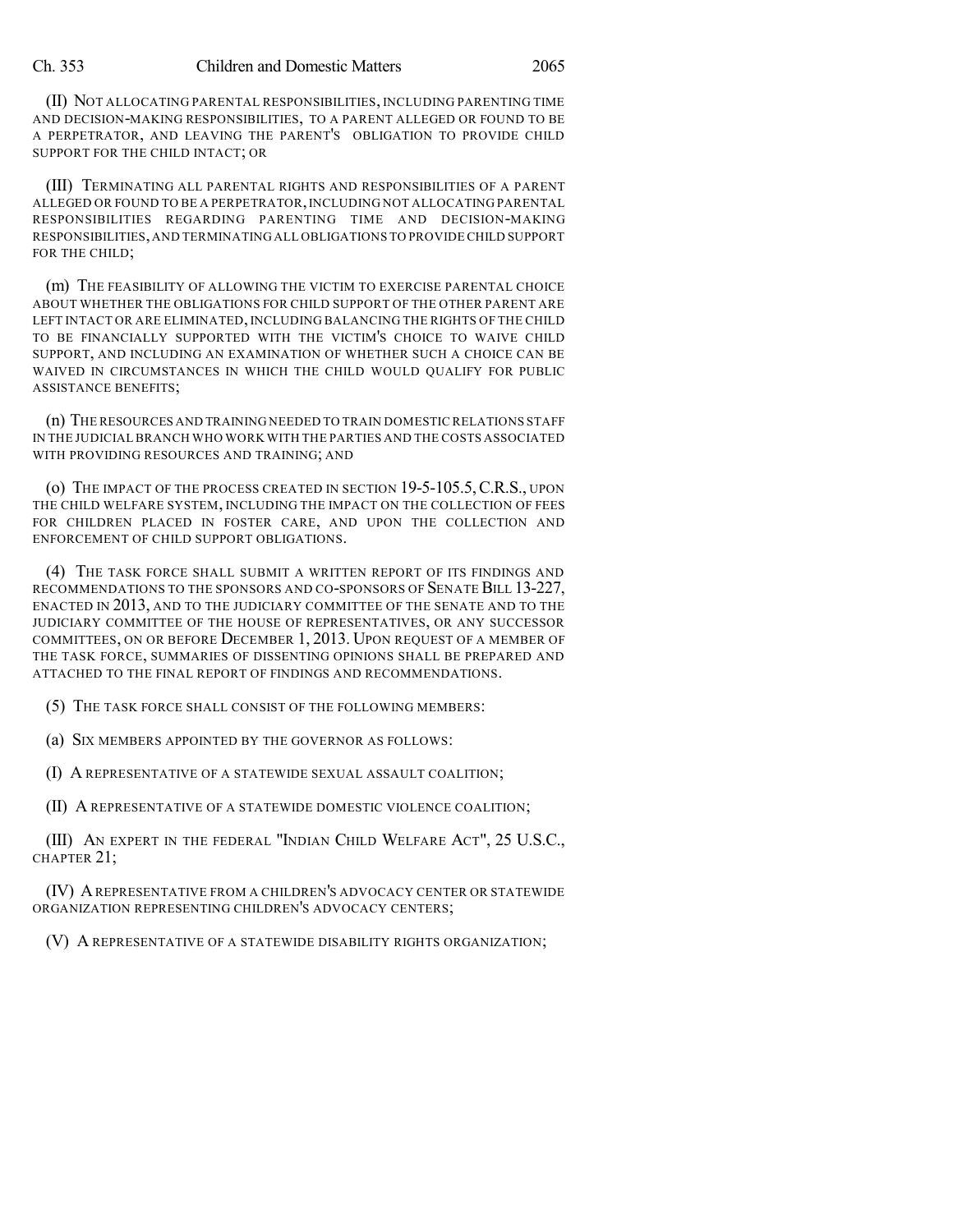(II) NOT ALLOCATING PARENTAL RESPONSIBILITIES, INCLUDING PARENTING TIME AND DECISION-MAKING RESPONSIBILITIES, TO A PARENT ALLEGED OR FOUND TO BE A PERPETRATOR, AND LEAVING THE PARENT'S OBLIGATION TO PROVIDE CHILD SUPPORT FOR THE CHILD INTACT; OR

(III) TERMINATING ALL PARENTAL RIGHTS AND RESPONSIBILITIES OF A PARENT ALLEGED OR FOUND TO BE A PERPETRATOR, INCLUDING NOT ALLOCATING PARENTAL RESPONSIBILITIES REGARDING PARENTING TIME AND DECISION-MAKING RESPONSIBILITIES, AND TERMINATING ALL OBLIGATIONS TO PROVIDE CHILD SUPPORT FOR THE CHILD;

(m) THE FEASIBILITY OF ALLOWING THE VICTIM TO EXERCISE PARENTAL CHOICE ABOUT WHETHER THE OBLIGATIONS FOR CHILD SUPPORT OF THE OTHER PARENT ARE LEFT INTACT OR ARE ELIMINATED, INCLUDING BALANCING THE RIGHTS OF THE CHILD TO BE FINANCIALLY SUPPORTED WITH THE VICTIM'S CHOICE TO WAIVE CHILD SUPPORT, AND INCLUDING AN EXAMINATION OF WHETHER SUCH A CHOICE CAN BE WAIVED IN CIRCUMSTANCES IN WHICH THE CHILD WOULD QUALIFY FOR PUBLIC ASSISTANCE BENEFITS;

(n) THE RESOURCES AND TRAINING NEEDED TO TRAIN DOMESTIC RELATIONS STAFF IN THE JUDICIAL BRANCH WHO WORK WITH THE PARTIES AND THE COSTS ASSOCIATED WITH PROVIDING RESOURCES AND TRAINING; AND

(o) THE IMPACT OF THE PROCESS CREATED IN SECTION 19-5-105.5, C.R.S., UPON THE CHILD WELFARE SYSTEM, INCLUDING THE IMPACT ON THE COLLECTION OF FEES FOR CHILDREN PLACED IN FOSTER CARE, AND UPON THE COLLECTION AND ENFORCEMENT OF CHILD SUPPORT OBLIGATIONS.

(4) THE TASK FORCE SHALL SUBMIT A WRITTEN REPORT OF ITS FINDINGS AND RECOMMENDATIONS TO THE SPONSORS AND CO-SPONSORS OF SENATE BILL 13-227, ENACTED IN 2013, AND TO THE JUDICIARY COMMITTEE OF THE SENATE AND TO THE JUDICIARY COMMITTEE OF THE HOUSE OF REPRESENTATIVES, OR ANY SUCCESSOR COMMITTEES, ON OR BEFORE DECEMBER 1, 2013. UPON REQUEST OF A MEMBER OF THE TASK FORCE, SUMMARIES OF DISSENTING OPINIONS SHALL BE PREPARED AND ATTACHED TO THE FINAL REPORT OF FINDINGS AND RECOMMENDATIONS.

(5) THE TASK FORCE SHALL CONSIST OF THE FOLLOWING MEMBERS:

(a) SIX MEMBERS APPOINTED BY THE GOVERNOR AS FOLLOWS:

(I) A REPRESENTATIVE OF A STATEWIDE SEXUAL ASSAULT COALITION;

(II) A REPRESENTATIVE OF A STATEWIDE DOMESTIC VIOLENCE COALITION;

(III) AN EXPERT IN THE FEDERAL "INDIAN CHILD WELFARE ACT", 25 U.S.C., CHAPTER 21;

(IV) A REPRESENTATIVE FROM A CHILDREN'S ADVOCACY CENTER OR STATEWIDE ORGANIZATION REPRESENTING CHILDREN'S ADVOCACY CENTERS;

(V) A REPRESENTATIVE OF A STATEWIDE DISABILITY RIGHTS ORGANIZATION;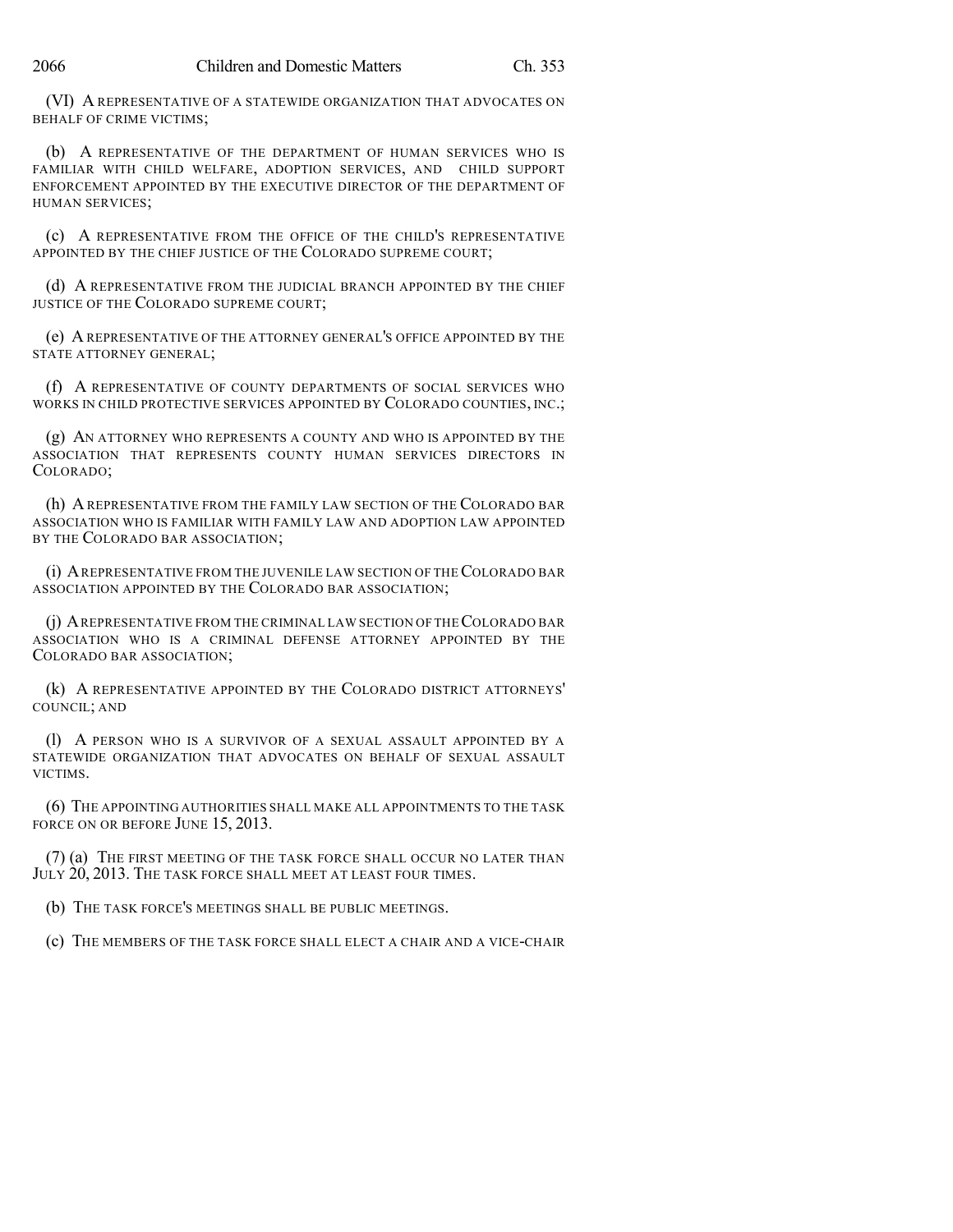(VI) A REPRESENTATIVE OF A STATEWIDE ORGANIZATION THAT ADVOCATES ON BEHALF OF CRIME VICTIMS;

(b) A REPRESENTATIVE OF THE DEPARTMENT OF HUMAN SERVICES WHO IS FAMILIAR WITH CHILD WELFARE, ADOPTION SERVICES, AND CHILD SUPPORT ENFORCEMENT APPOINTED BY THE EXECUTIVE DIRECTOR OF THE DEPARTMENT OF HUMAN SERVICES;

(c) A REPRESENTATIVE FROM THE OFFICE OF THE CHILD'S REPRESENTATIVE APPOINTED BY THE CHIEF JUSTICE OF THE COLORADO SUPREME COURT;

(d) A REPRESENTATIVE FROM THE JUDICIAL BRANCH APPOINTED BY THE CHIEF JUSTICE OF THE COLORADO SUPREME COURT;

(e) A REPRESENTATIVE OF THE ATTORNEY GENERAL'S OFFICE APPOINTED BY THE STATE ATTORNEY GENERAL;

(f) A REPRESENTATIVE OF COUNTY DEPARTMENTS OF SOCIAL SERVICES WHO WORKS IN CHILD PROTECTIVE SERVICES APPOINTED BY COLORADO COUNTIES, INC.;

(g) AN ATTORNEY WHO REPRESENTS A COUNTY AND WHO IS APPOINTED BY THE ASSOCIATION THAT REPRESENTS COUNTY HUMAN SERVICES DIRECTORS IN COLORADO;

(h) A REPRESENTATIVE FROM THE FAMILY LAW SECTION OF THE COLORADO BAR ASSOCIATION WHO IS FAMILIAR WITH FAMILY LAW AND ADOPTION LAW APPOINTED BY THE COLORADO BAR ASSOCIATION;

(i) A REPRESENTATIVE FROM THE JUVENILE LAW SECTION OF THE COLORADO BAR ASSOCIATION APPOINTED BY THE COLORADO BAR ASSOCIATION;

(j) A REPRESENTATIVE FROM THE CRIMINAL LAW SECTION OF THE COLORADO BAR ASSOCIATION WHO IS A CRIMINAL DEFENSE ATTORNEY APPOINTED BY THE COLORADO BAR ASSOCIATION;

(k) A REPRESENTATIVE APPOINTED BY THE COLORADO DISTRICT ATTORNEYS' COUNCIL; AND

(l) A PERSON WHO IS A SURVIVOR OF A SEXUAL ASSAULT APPOINTED BY A STATEWIDE ORGANIZATION THAT ADVOCATES ON BEHALF OF SEXUAL ASSAULT VICTIMS.

(6) THE APPOINTING AUTHORITIES SHALL MAKE ALL APPOINTMENTS TO THE TASK FORCE ON OR BEFORE JUNE 15, 2013.

(7) (a) THE FIRST MEETING OF THE TASK FORCE SHALL OCCUR NO LATER THAN JULY 20, 2013. THE TASK FORCE SHALL MEET AT LEAST FOUR TIMES.

(b) THE TASK FORCE'S MEETINGS SHALL BE PUBLIC MEETINGS.

(c) THE MEMBERS OF THE TASK FORCE SHALL ELECT A CHAIR AND A VICE-CHAIR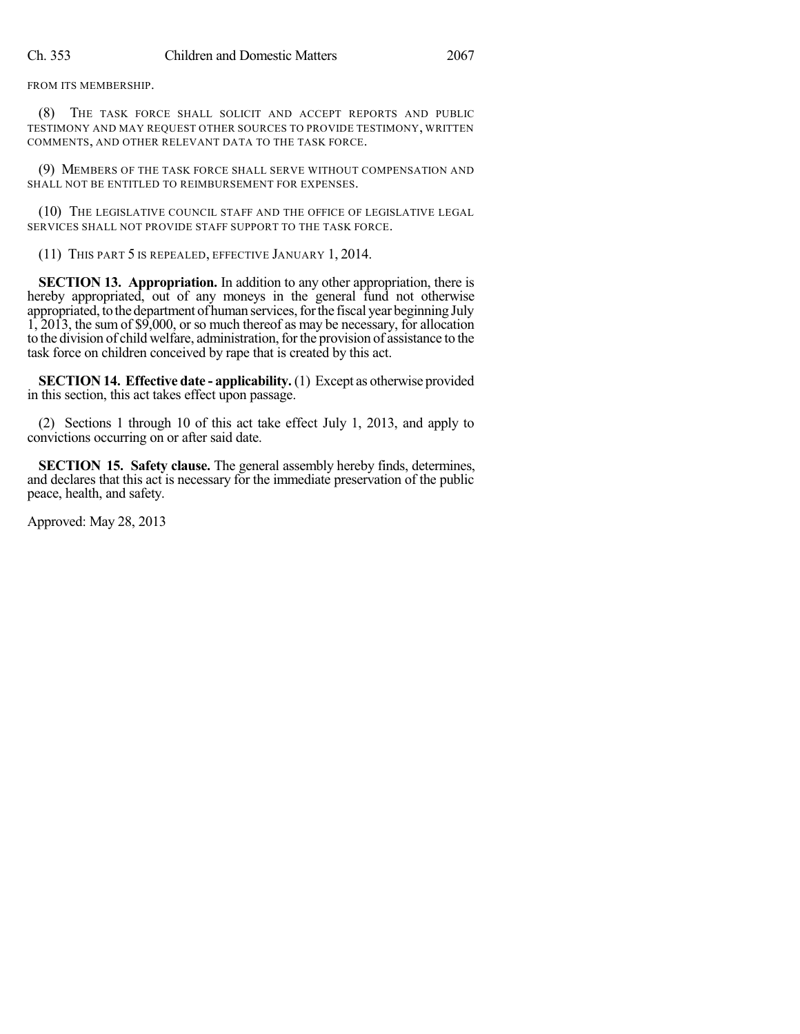FROM ITS MEMBERSHIP.

(8) THE TASK FORCE SHALL SOLICIT AND ACCEPT REPORTS AND PUBLIC TESTIMONY AND MAY REQUEST OTHER SOURCES TO PROVIDE TESTIMONY, WRITTEN COMMENTS, AND OTHER RELEVANT DATA TO THE TASK FORCE.

(9) MEMBERS OF THE TASK FORCE SHALL SERVE WITHOUT COMPENSATION AND SHALL NOT BE ENTITLED TO REIMBURSEMENT FOR EXPENSES.

(10) THE LEGISLATIVE COUNCIL STAFF AND THE OFFICE OF LEGISLATIVE LEGAL SERVICES SHALL NOT PROVIDE STAFF SUPPORT TO THE TASK FORCE.

(11) THIS PART 5 IS REPEALED, EFFECTIVE JANUARY 1, 2014.

**SECTION 13. Appropriation.** In addition to any other appropriation, there is hereby appropriated, out of any moneys in the general fund not otherwise appropriated, to the department of human services, for the fiscal year beginning July 1, 2013, the sum of $9,000, or so much thereof as may be necessary, for allocation to the division of child welfare, administration, for the provision of assistance to the task force on children conceived by rape that is created by this act.

**SECTION 14. Effective date - applicability.** (1) Except as otherwise provided in this section, this act takes effect upon passage.

(2) Sections 1 through 10 of this act take effect July 1, 2013, and apply to convictions occurring on or after said date.

**SECTION 15. Safety clause.** The general assembly hereby finds, determines, and declares that this act is necessary for the immediate preservation of the public peace, health, and safety.

Approved: May 28, 2013